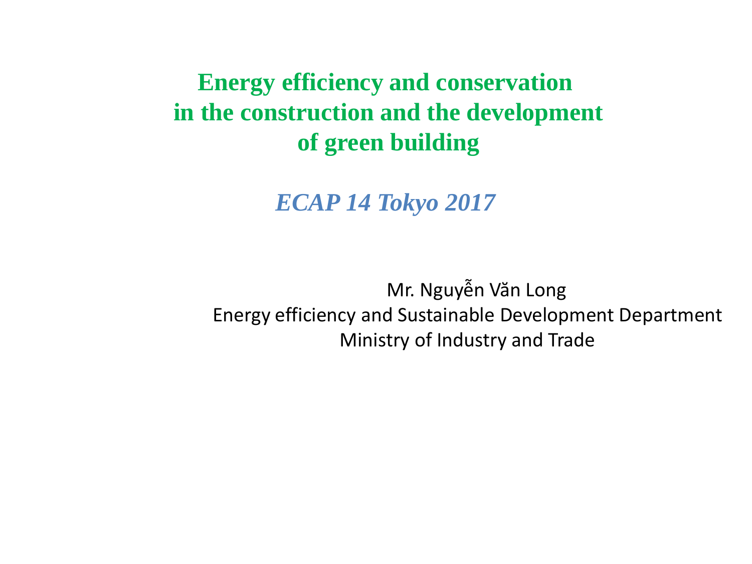# Energy efficiency and conservation in the construction and the development of green building

***ECAP 14 Tokyo 2017***

Mr. Nguyễn Văn Long
Energy efficiency and Sustainable Development Department
Ministry of Industry and Trade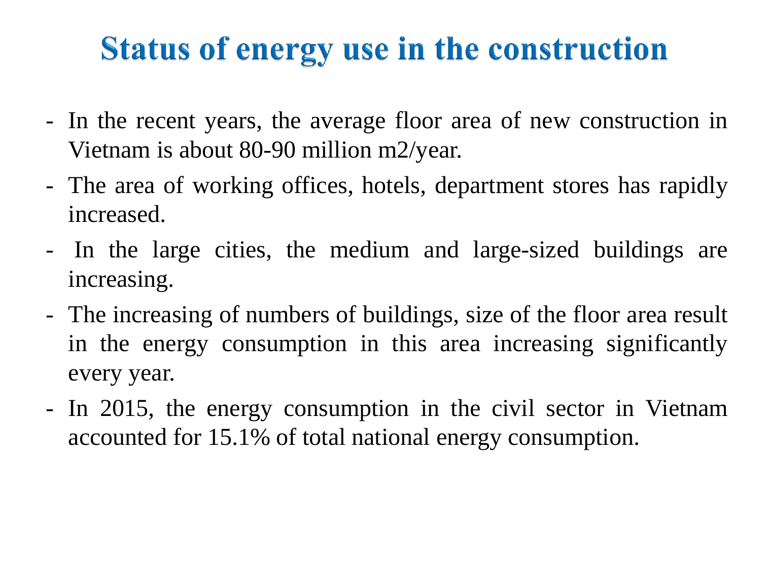# Status of energy use in the construction

- In the recent years, the average floor area of new construction in Vietnam is about 80-90 million m2/year.
- The area of working offices, hotels, department stores has rapidly increased.
- In the large cities, the medium and large-sized buildings are increasing.
- The increasing of numbers of buildings, size of the floor area result in the energy consumption in this area increasing significantly every year.
- In 2015, the energy consumption in the civil sector in Vietnam accounted for 15.1% of total national energy consumption.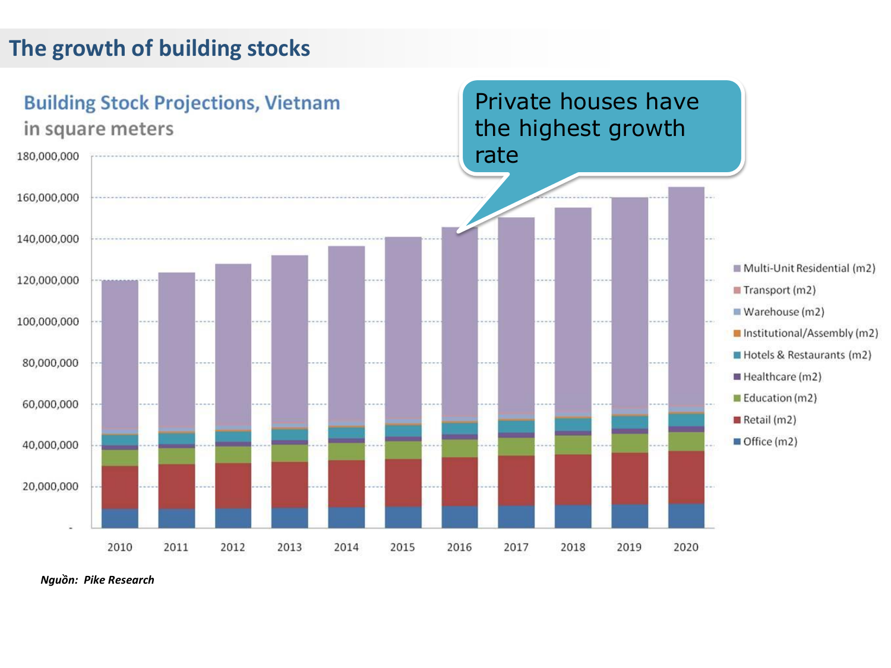# The growth of building stocks

## Building Stock Projections, Vietnam

in square meters

Private houses have the highest growth rate

- Multi-Unit Residential (m2)
- Transport (m2)
- Warehouse (m2)
- Institutional/Assembly (m2)
- Hotels & Restaurants (m2)
- Healthcare (m2)
- Education (m2)
- Retail (m2)
- Office (m2)

Y-axis: -, 20,000,000, 40,000,000, 60,000,000, 80,000,000, 100,000,000, 120,000,000, 140,000,000, 160,000,000, 180,000,000

X-axis: 2010, 2011, 2012, 2013, 2014, 2015, 2016, 2017, 2018, 2019, 2020

*Nguồn: Pike Research*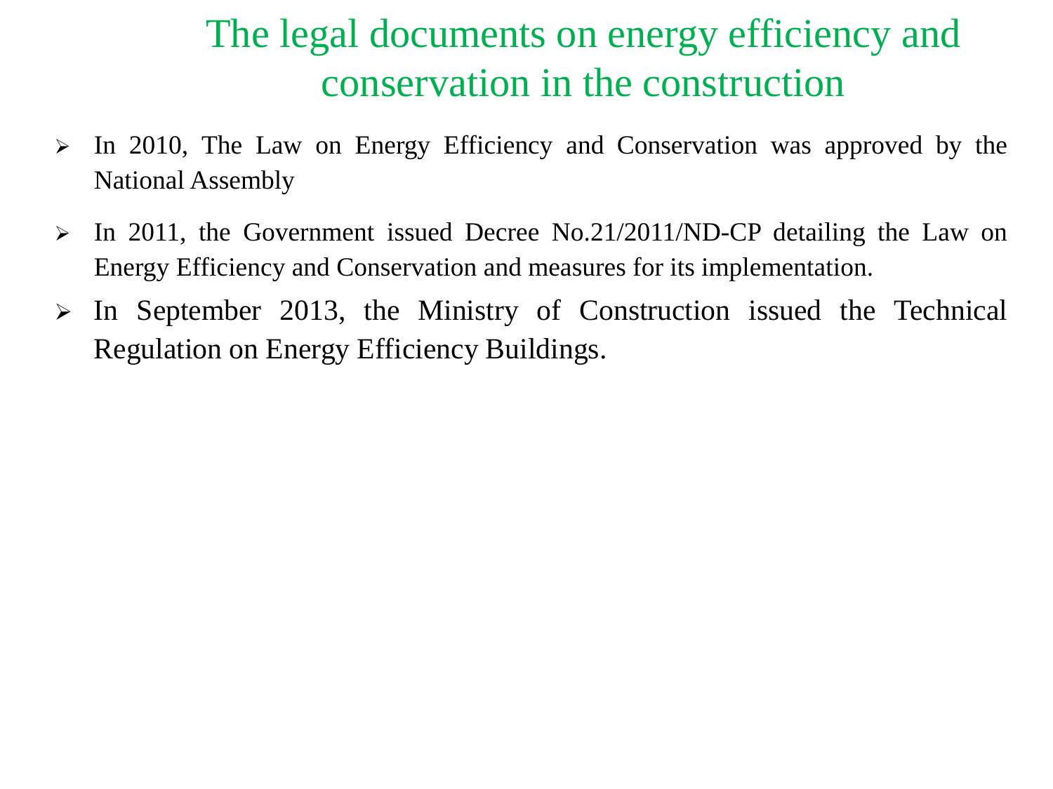# The legal documents on energy efficiency and conservation in the construction

- In 2010, The Law on Energy Efficiency and Conservation was approved by the National Assembly
- In 2011, the Government issued Decree No.21/2011/ND-CP detailing the Law on Energy Efficiency and Conservation and measures for its implementation.
- In September 2013, the Ministry of Construction issued the Technical Regulation on Energy Efficiency Buildings.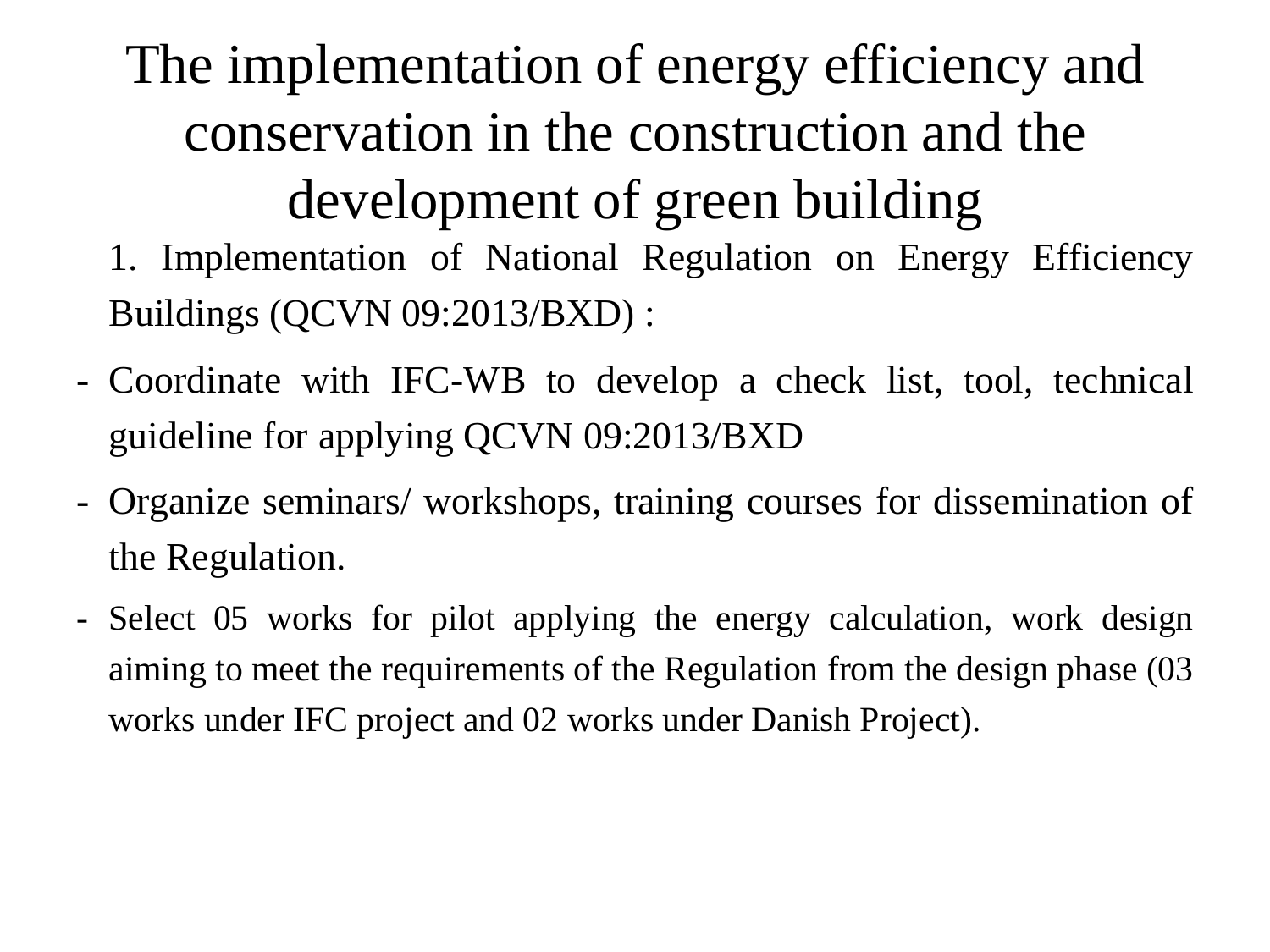# The implementation of energy efficiency and conservation in the construction and the development of green building

1. Implementation of National Regulation on Energy Efficiency Buildings (QCVN 09:2013/BXD) :

- Coordinate with IFC-WB to develop a check list, tool, technical guideline for applying QCVN 09:2013/BXD
- Organize seminars/ workshops, training courses for dissemination of the Regulation.
- Select 05 works for pilot applying the energy calculation, work design aiming to meet the requirements of the Regulation from the design phase (03 works under IFC project and 02 works under Danish Project).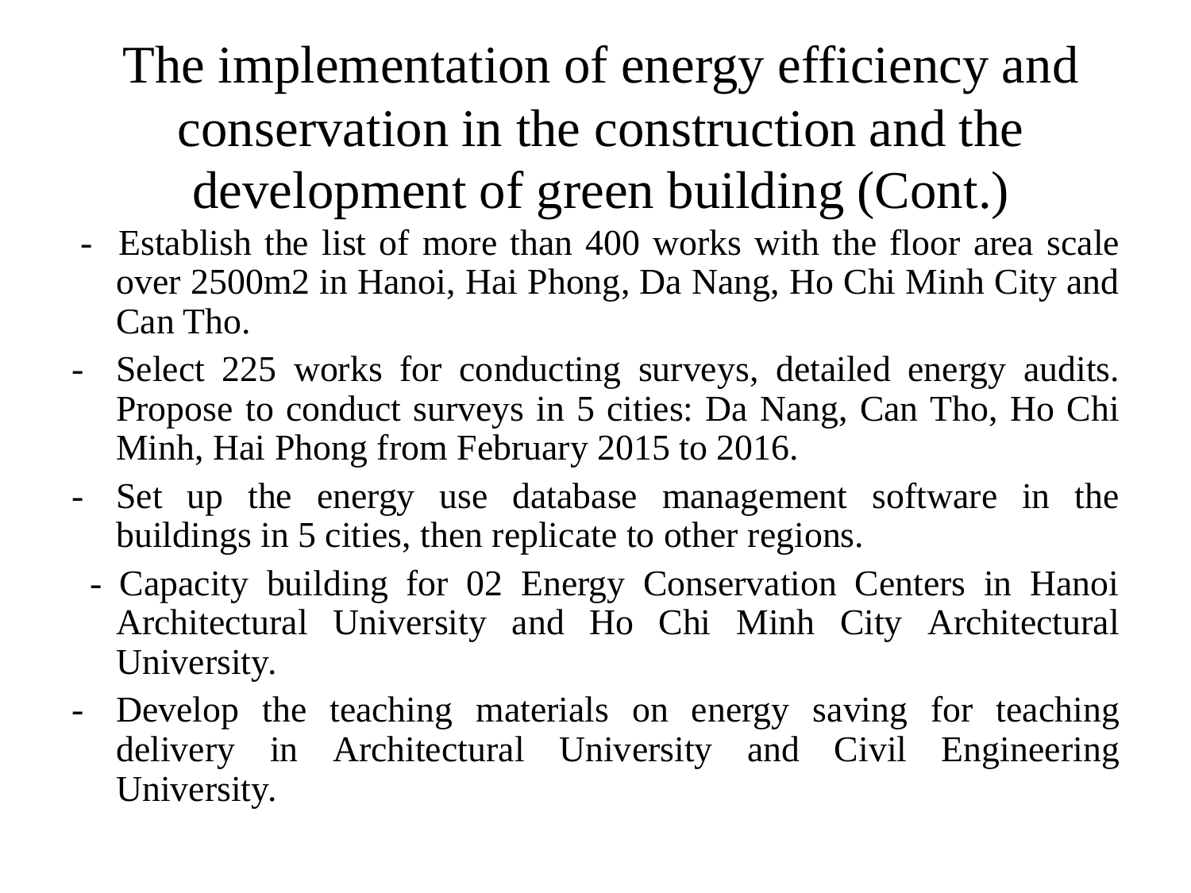# The implementation of energy efficiency and conservation in the construction and the development of green building (Cont.)

- Establish the list of more than 400 works with the floor area scale over 2500m2 in Hanoi, Hai Phong, Da Nang, Ho Chi Minh City and Can Tho.
- Select 225 works for conducting surveys, detailed energy audits. Propose to conduct surveys in 5 cities: Da Nang, Can Tho, Ho Chi Minh, Hai Phong from February 2015 to 2016.
- Set up the energy use database management software in the buildings in 5 cities, then replicate to other regions.
- Capacity building for 02 Energy Conservation Centers in Hanoi Architectural University and Ho Chi Minh City Architectural University.
- Develop the teaching materials on energy saving for teaching delivery in Architectural University and Civil Engineering University.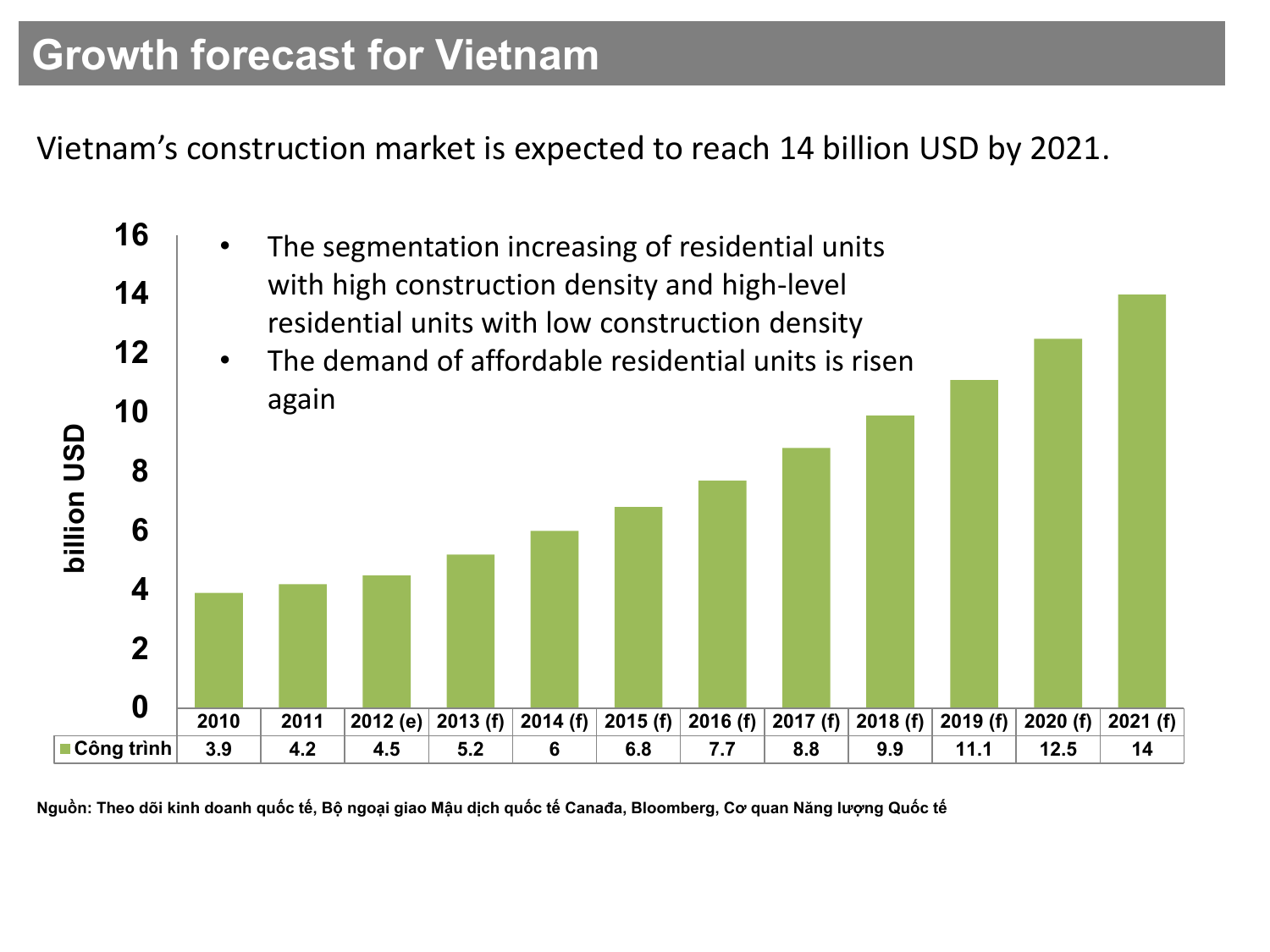# Growth forecast for Vietnam

Vietnam's construction market is expected to reach 14 billion USD by 2021.

- The segmentation increasing of residential units with high construction density and high-level residential units with low construction density
- The demand of affordable residential units is risen again

billion USD

| | 2010 | 2011 | 2012 (e) | 2013 (f) | 2014 (f) | 2015 (f) | 2016 (f) | 2017 (f) | 2018 (f) | 2019 (f) | 2020 (f) | 2021 (f) |
|---|---|---|---|---|---|---|---|---|---|---|---|---|
| Công trình | 3.9 | 4.2 | 4.5 | 5.2 | 6 | 6.8 | 7.7 | 8.8 | 9.9 | 11.1 | 12.5 | 14 |

**Nguồn: Theo dõi kinh doanh quốc tế, Bộ ngoại giao Mậu dịch quốc tế Canađa, Bloomberg, Cơ quan Năng lượng Quốc tế**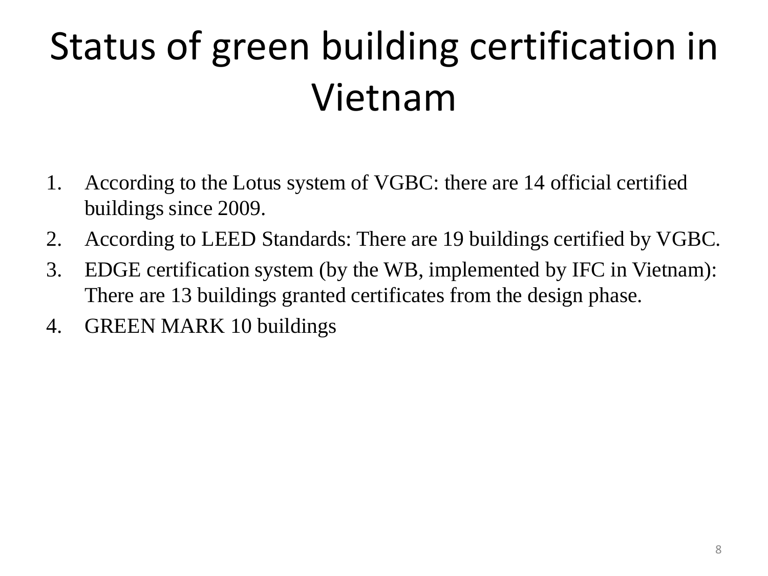# Status of green building certification in Vietnam

1. According to the Lotus system of VGBC: there are 14 official certified buildings since 2009.
2. According to LEED Standards: There are 19 buildings certified by VGBC.
3. EDGE certification system (by the WB, implemented by IFC in Vietnam): There are 13 buildings granted certificates from the design phase.
4. GREEN MARK 10 buildings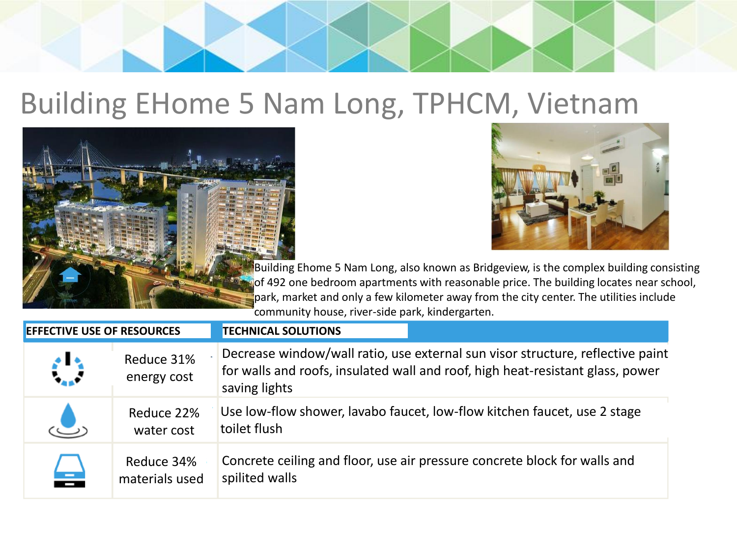# Building EHome 5 Nam Long, TPHCM, Vietnam

Building Ehome 5 Nam Long, also known as Bridgeview, is the complex building consisting of 492 one bedroom apartments with reasonable price. The building locates near school, park, market and only a few kilometer away from the city center. The utilities include community house, river-side park, kindergarten.

| EFFECTIVE USE OF RESOURCES | | TECHNICAL SOLUTIONS |
|---|---|---|
| | Reduce 31% energy cost | Decrease window/wall ratio, use external sun visor structure, reflective paint for walls and roofs, insulated wall and roof, high heat-resistant glass, power saving lights |
| | Reduce 22% water cost | Use low-flow shower, lavabo faucet, low-flow kitchen faucet, use 2 stage toilet flush |
| | Reduce 34% materials used | Concrete ceiling and floor, use air pressure concrete block for walls and spilited walls |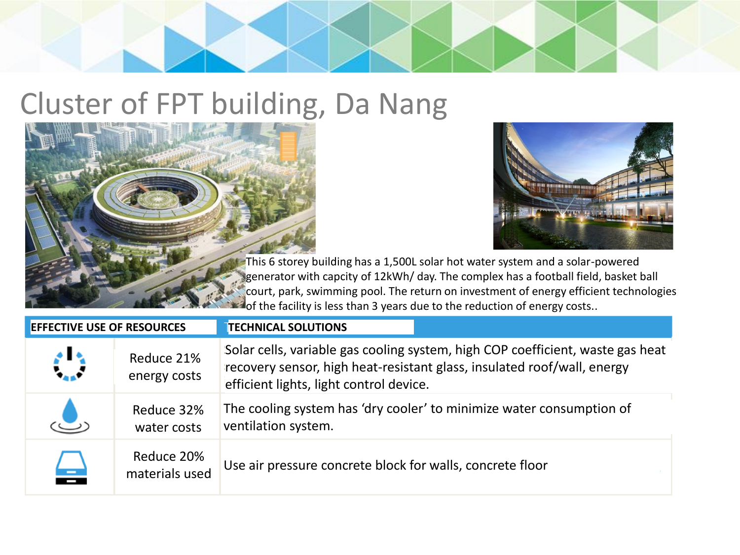# Cluster of FPT building, Da Nang

This 6 storey building has a 1,500L solar hot water system and a solar-powered generator with capcity of 12kWh/ day. The complex has a football field, basket ball court, park, swimming pool. The return on investment of energy efficient technologies of the facility is less than 3 years due to the reduction of energy costs..

| EFFECTIVE USE OF RESOURCES | | TECHNICAL SOLUTIONS |
|---|---|---|
| | Reduce 21% energy costs | Solar cells, variable gas cooling system, high COP coefficient, waste gas heat recovery sensor, high heat-resistant glass, insulated roof/wall, energy efficient lights, light control device. |
| | Reduce 32% water costs | The cooling system has 'dry cooler' to minimize water consumption of ventilation system. |
| | Reduce 20% materials used | Use air pressure concrete block for walls, concrete floor |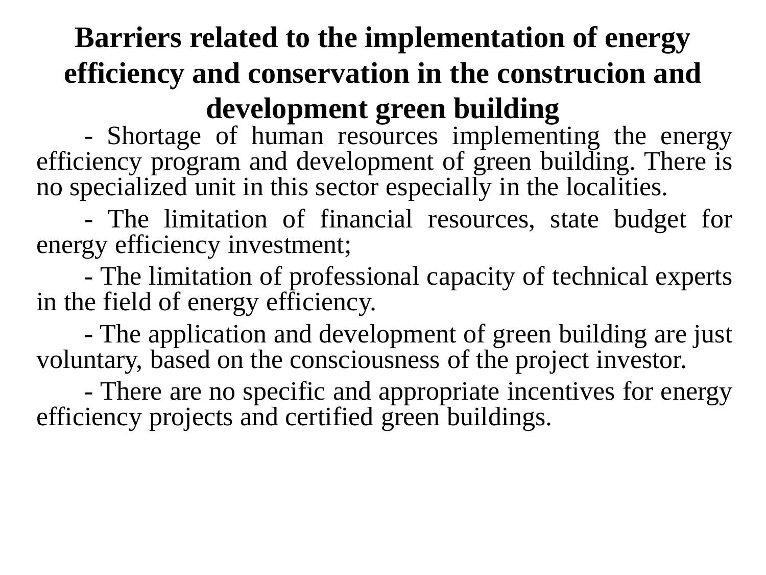# Barriers related to the implementation of energy efficiency and conservation in the construcion and development green building

- Shortage of human resources implementing the energy efficiency program and development of green building. There is no specialized unit in this sector especially in the localities.

- The limitation of financial resources, state budget for energy efficiency investment;

- The limitation of professional capacity of technical experts in the field of energy efficiency.

- The application and development of green building are just voluntary, based on the consciousness of the project investor.

- There are no specific and appropriate incentives for energy efficiency projects and certified green buildings.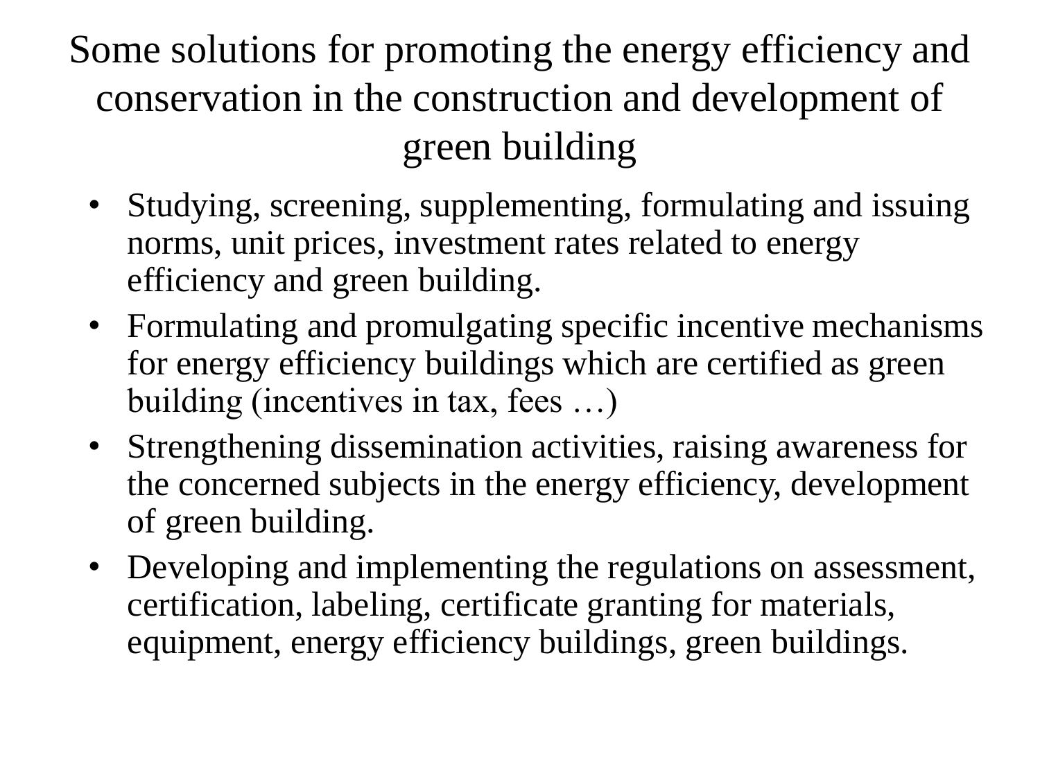# Some solutions for promoting the energy efficiency and conservation in the construction and development of green building

- Studying, screening, supplementing, formulating and issuing norms, unit prices, investment rates related to energy efficiency and green building.
- Formulating and promulgating specific incentive mechanisms for energy efficiency buildings which are certified as green building (incentives in tax, fees …)
- Strengthening dissemination activities, raising awareness for the concerned subjects in the energy efficiency, development of green building.
- Developing and implementing the regulations on assessment, certification, labeling, certificate granting for materials, equipment, energy efficiency buildings, green buildings.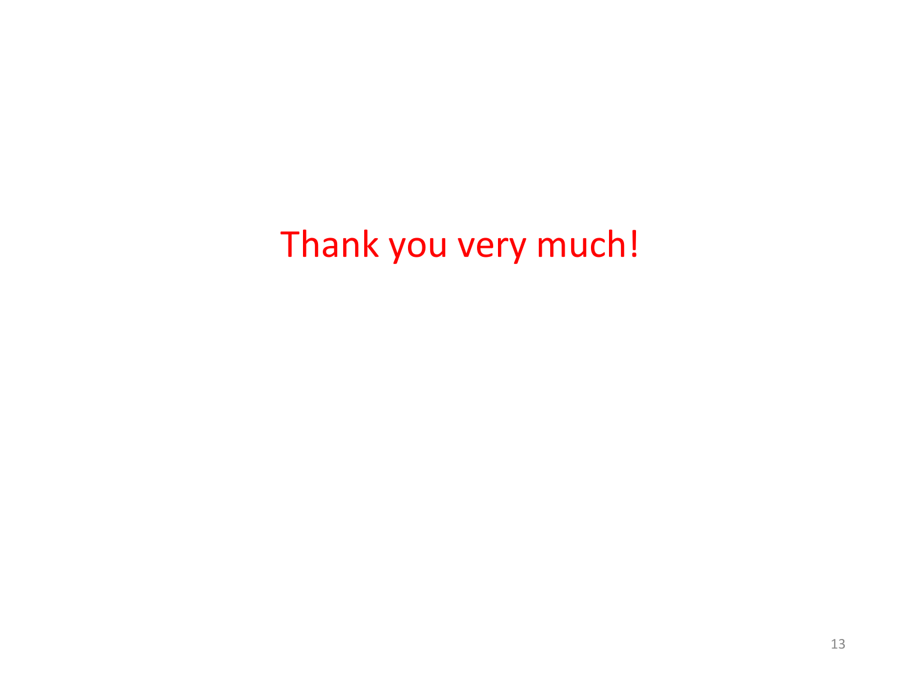Thank you very much!